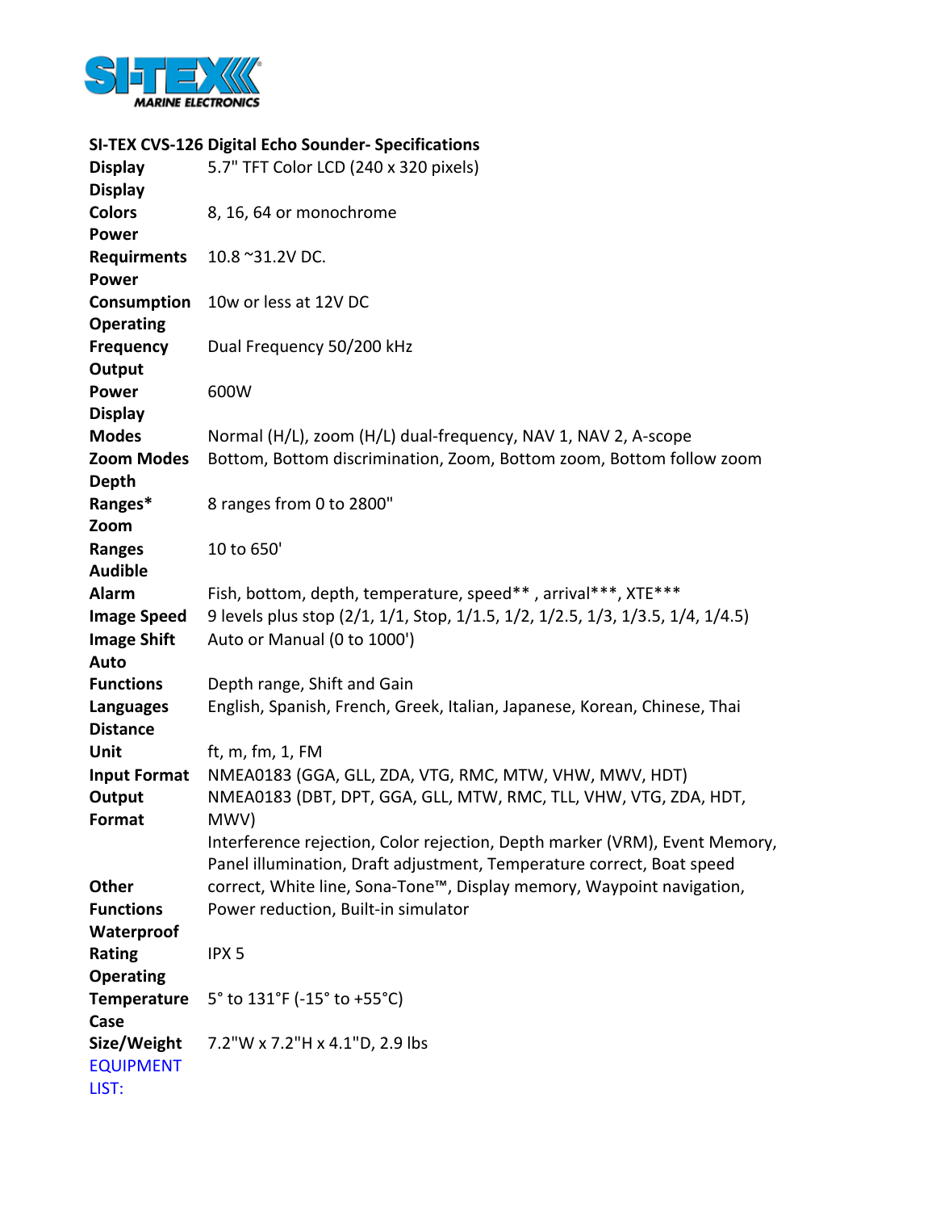SI-TEX MARINE ELECTRONICS

## SI-TEX CVS-126 Digital Echo Sounder- Specifications

| | |
|---|---|
| **Display** | 5.7" TFT Color LCD (240 x 320 pixels) |
| **Display Colors** | 8, 16, 64 or monochrome |
| **Power Requirments** | 10.8 ~31.2V DC. |
| **Power Consumption** | 10w or less at 12V DC |
| **Operating Frequency** | Dual Frequency 50/200 kHz |
| **Output Power** | 600W |
| **Display Modes** | Normal (H/L), zoom (H/L) dual-frequency, NAV 1, NAV 2, A-scope |
| **Zoom Modes** | Bottom, Bottom discrimination, Zoom, Bottom zoom, Bottom follow zoom |
| **Depth Ranges*** | 8 ranges from 0 to 2800" |
| **Zoom Ranges** | 10 to 650' |
| **Audible Alarm** | Fish, bottom, depth, temperature, speed** , arrival***, XTE*** |
| **Image Speed** | 9 levels plus stop (2/1, 1/1, Stop, 1/1.5, 1/2, 1/2.5, 1/3, 1/3.5, 1/4, 1/4.5) |
| **Image Shift** | Auto or Manual (0 to 1000') |
| **Auto Functions** | Depth range, Shift and Gain |
| **Languages** | English, Spanish, French, Greek, Italian, Japanese, Korean, Chinese, Thai |
| **Distance Unit** | ft, m, fm, 1, FM |
| **Input Format** | NMEA0183 (GGA, GLL, ZDA, VTG, RMC, MTW, VHW, MWV, HDT) |
| **Output Format** | NMEA0183 (DBT, DPT, GGA, GLL, MTW, RMC, TLL, VHW, VTG, ZDA, HDT, MWV) |
| **Other Functions** | Interference rejection, Color rejection, Depth marker (VRM), Event Memory, Panel illumination, Draft adjustment, Temperature correct, Boat speed correct, White line, Sona-Tone™, Display memory, Waypoint navigation, Power reduction, Built-in simulator |
| **Waterproof Rating** | IPX 5 |
| **Operating Temperature** | 5° to 131°F (-15° to +55°C) |
| **Case Size/Weight** | 7.2"W x 7.2"H x 4.1"D, 2.9 lbs |

EQUIPMENT LIST: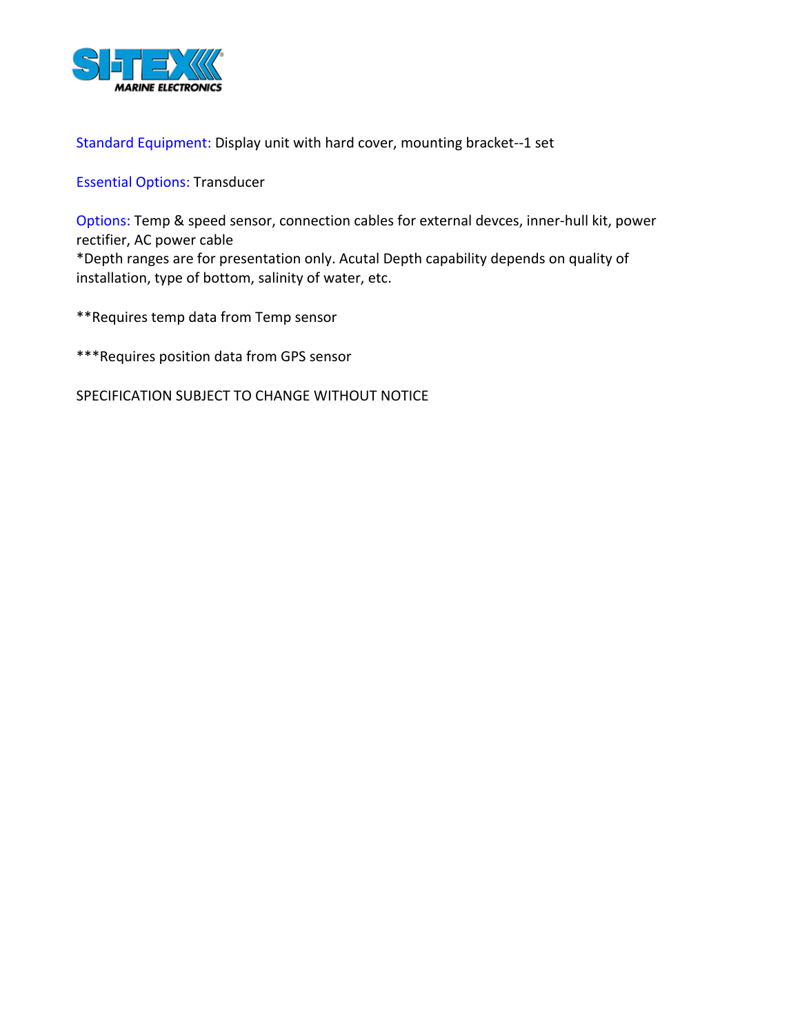**Standard Equipment:** Display unit with hard cover, mounting bracket--1 set

**Essential Options:** Transducer

**Options:** Temp & speed sensor, connection cables for external devces, inner-hull kit, power rectifier, AC power cable
*Depth ranges are for presentation only. Acutal Depth capability depends on quality of installation, type of bottom, salinity of water, etc.

**Requires temp data from Temp sensor

***Requires position data from GPS sensor

SPECIFICATION SUBJECT TO CHANGE WITHOUT NOTICE